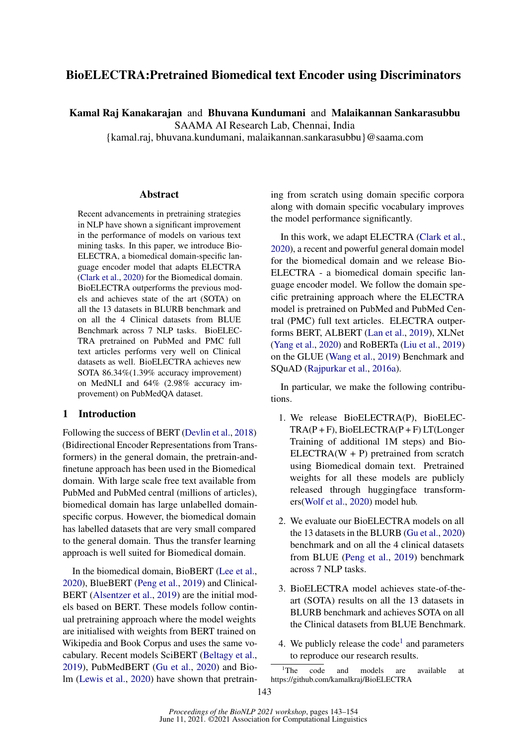# BioELECTRA:Pretrained Biomedical text Encoder using Discriminators

**Kamal Raj Kanakarajan** and **Bhuvana Kundumani** and **Malaikannan Sankarasubbu**
SAAMA AI Research Lab, Chennai, India
{kamal.raj, bhuvana.kundumani, malaikannan.sankarasubbu}@saama.com

## Abstract

Recent advancements in pretraining strategies in NLP have shown a significant improvement in the performance of models on various text mining tasks. In this paper, we introduce BioELECTRA, a biomedical domain-specific language encoder model that adapts ELECTRA (Clark et al., 2020) for the Biomedical domain. BioELECTRA outperforms the previous models and achieves state of the art (SOTA) on all the 13 datasets in BLURB benchmark and on all the 4 Clinical datasets from BLUE Benchmark across 7 NLP tasks. BioELECTRA pretrained on PubMed and PMC full text articles performs very well on Clinical datasets as well. BioELECTRA achieves new SOTA 86.34%(1.39% accuracy improvement) on MedNLI and 64% (2.98% accuracy improvement) on PubMedQA dataset.

## 1 Introduction

Following the success of BERT (Devlin et al., 2018) (Bidirectional Encoder Representations from Transformers) in the general domain, the pretrain-and-finetune approach has been used in the Biomedical domain. With large scale free text available from PubMed and PubMed central (millions of articles), biomedical domain has large unlabelled domain-specific corpus. However, the biomedical domain has labelled datasets that are very small compared to the general domain. Thus the transfer learning approach is well suited for Biomedical domain.

In the biomedical domain, BioBERT (Lee et al., 2020), BlueBERT (Peng et al., 2019) and ClinicalBERT (Alsentzer et al., 2019) are the initial models based on BERT. These models follow continual pretraining approach where the model weights are initialised with weights from BERT trained on Wikipedia and Book Corpus and uses the same vocabulary. Recent models SciBERT (Beltagy et al., 2019), PubMedBERT (Gu et al., 2020) and Bio-lm (Lewis et al., 2020) have shown that pretraining from scratch using domain specific corpora along with domain specific vocabulary improves the model performance significantly.

In this work, we adapt ELECTRA (Clark et al., 2020), a recent and powerful general domain model for the biomedical domain and we release BioELECTRA - a biomedical domain specific language encoder model. We follow the domain specific pretraining approach where the ELECTRA model is pretrained on PubMed and PubMed Central (PMC) full text articles. ELECTRA outperforms BERT, ALBERT (Lan et al., 2019), XLNet (Yang et al., 2020) and RoBERTa (Liu et al., 2019) on the GLUE (Wang et al., 2019) Benchmark and SQuAD (Rajpurkar et al., 2016a).

In particular, we make the following contributions.

1. We release BioELECTRA(P), BioELECTRA(P + F), BioELECTRA(P + F) LT(Longer Training of additional 1M steps) and BioELECTRA(W + P) pretrained from scratch using Biomedical domain text. Pretrained weights for all these models are publicly released through huggingface transformers(Wolf et al., 2020) model hub.
2. We evaluate our BioELECTRA models on all the 13 datasets in the BLURB (Gu et al., 2020) benchmark and on all the 4 clinical datasets from BLUE (Peng et al., 2019) benchmark across 7 NLP tasks.
3. BioELECTRA model achieves state-of-the-art (SOTA) results on all the 13 datasets in BLURB benchmark and achieves SOTA on all the Clinical datasets from BLUE Benchmark.
4. We publicly release the code[1] and parameters to reproduce our research results.

[1]The code and models are available at https://github.com/kamalkraj/BioELECTRA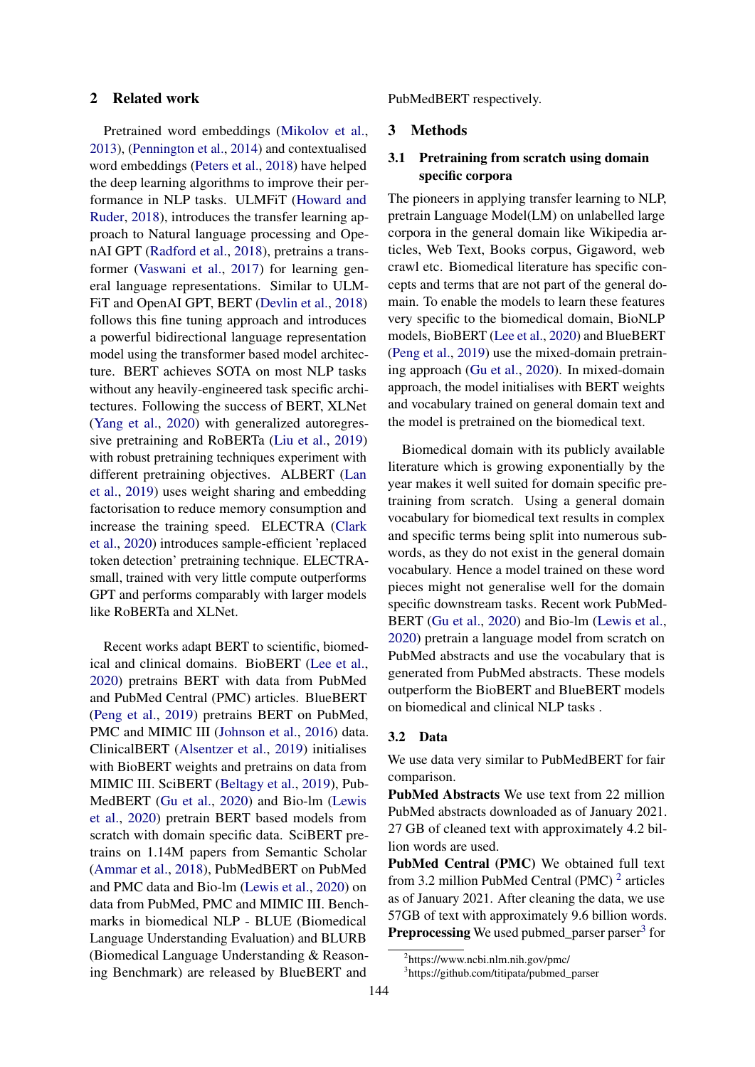## 2 Related work

Pretrained word embeddings (Mikolov et al., 2013), (Pennington et al., 2014) and contextualised word embeddings (Peters et al., 2018) have helped the deep learning algorithms to improve their performance in NLP tasks. ULMFiT (Howard and Ruder, 2018), introduces the transfer learning approach to Natural language processing and OpenAI GPT (Radford et al., 2018), pretrains a transformer (Vaswani et al., 2017) for learning general language representations. Similar to ULMFiT and OpenAI GPT, BERT (Devlin et al., 2018) follows this fine tuning approach and introduces a powerful bidirectional language representation model using the transformer based model architecture. BERT achieves SOTA on most NLP tasks without any heavily-engineered task specific architectures. Following the success of BERT, XLNet (Yang et al., 2020) with generalized autoregressive pretraining and RoBERTa (Liu et al., 2019) with robust pretraining techniques experiment with different pretraining objectives. ALBERT (Lan et al., 2019) uses weight sharing and embedding factorisation to reduce memory consumption and increase the training speed. ELECTRA (Clark et al., 2020) introduces sample-efficient 'replaced token detection' pretraining technique. ELECTRA-small, trained with very little compute outperforms GPT and performs comparably with larger models like RoBERTa and XLNet.

Recent works adapt BERT to scientific, biomedical and clinical domains. BioBERT (Lee et al., 2020) pretrains BERT with data from PubMed and PubMed Central (PMC) articles. BlueBERT (Peng et al., 2019) pretrains BERT on PubMed, PMC and MIMIC III (Johnson et al., 2016) data. ClinicalBERT (Alsentzer et al., 2019) initialises with BioBERT weights and pretrains on data from MIMIC III. SciBERT (Beltagy et al., 2019), PubMedBERT (Gu et al., 2020) and Bio-lm (Lewis et al., 2020) pretrain BERT based models from scratch with domain specific data. SciBERT pretrains on 1.14M papers from Semantic Scholar (Ammar et al., 2018), PubMedBERT on PubMed and PMC data and Bio-lm (Lewis et al., 2020) on data from PubMed, PMC and MIMIC III. Benchmarks in biomedical NLP - BLUE (Biomedical Language Understanding Evaluation) and BLURB (Biomedical Language Understanding & Reasoning Benchmark) are released by BlueBERT and PubMedBERT respectively.

## 3 Methods

### 3.1 Pretraining from scratch using domain specific corpora

The pioneers in applying transfer learning to NLP, pretrain Language Model(LM) on unlabelled large corpora in the general domain like Wikipedia articles, Web Text, Books corpus, Gigaword, web crawl etc. Biomedical literature has specific concepts and terms that are not part of the general domain. To enable the models to learn these features very specific to the biomedical domain, BioNLP models, BioBERT (Lee et al., 2020) and BlueBERT (Peng et al., 2019) use the mixed-domain pretraining approach (Gu et al., 2020). In mixed-domain approach, the model initialises with BERT weights and vocabulary trained on general domain text and the model is pretrained on the biomedical text.

Biomedical domain with its publicly available literature which is growing exponentially by the year makes it well suited for domain specific pretraining from scratch. Using a general domain vocabulary for biomedical text results in complex and specific terms being split into numerous subwords, as they do not exist in the general domain vocabulary. Hence a model trained on these word pieces might not generalise well for the domain specific downstream tasks. Recent work PubMedBERT (Gu et al., 2020) and Bio-lm (Lewis et al., 2020) pretrain a language model from scratch on PubMed abstracts and use the vocabulary that is generated from PubMed abstracts. These models outperform the BioBERT and BlueBERT models on biomedical and clinical NLP tasks .

### 3.2 Data

We use data very similar to PubMedBERT for fair comparison.

**PubMed Abstracts** We use text from 22 million PubMed abstracts downloaded as of January 2021. 27 GB of cleaned text with approximately 4.2 billion words are used.

**PubMed Central (PMC)** We obtained full text from 3.2 million PubMed Central (PMC) [2] articles as of January 2021. After cleaning the data, we use 57GB of text with approximately 9.6 billion words.

**Preprocessing** We used pubmed_parser parser[3] for

[2]https://www.ncbi.nlm.nih.gov/pmc/

[3]https://github.com/titipata/pubmed_parser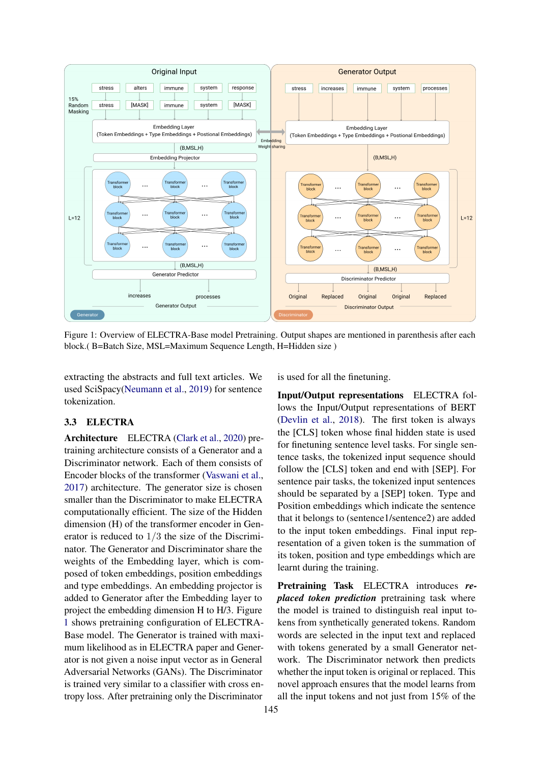Figure 1: Overview of ELECTRA-Base model Pretraining. Output shapes are mentioned in parenthesis after each block.( B=Batch Size, MSL=Maximum Sequence Length, H=Hidden size )

extracting the abstracts and full text articles. We used SciSpacy(Neumann et al., 2019) for sentence tokenization.

### 3.3 ELECTRA

**Architecture** ELECTRA (Clark et al., 2020) pretraining architecture consists of a Generator and a Discriminator network. Each of them consists of Encoder blocks of the transformer (Vaswani et al., 2017) architecture. The generator size is chosen smaller than the Discriminator to make ELECTRA computationally efficient. The size of the Hidden dimension (H) of the transformer encoder in Generator is reduced to $1/3$ the size of the Discriminator. The Generator and Discriminator share the weights of the Embedding layer, which is composed of token embeddings, position embeddings and type embeddings. An embedding projector is added to Generator after the Embedding layer to project the embedding dimension H to H/3. Figure 1 shows pretraining configuration of ELECTRA-Base model. The Generator is trained with maximum likelihood as in ELECTRA paper and Generator is not given a noise input vector as in General Adversarial Networks (GANs). The Discriminator is trained very similar to a classifier with cross entropy loss. After pretraining only the Discriminator is used for all the finetuning.

**Input/Output representations** ELECTRA follows the Input/Output representations of BERT (Devlin et al., 2018). The first token is always the [CLS] token whose final hidden state is used for finetuning sentence level tasks. For single sentence tasks, the tokenized input sequence should follow the [CLS] token and end with [SEP]. For sentence pair tasks, the tokenized input sentences should be separated by a [SEP] token. Type and Position embeddings which indicate the sentence that it belongs to (sentence1/sentence2) are added to the input token embeddings. Final input representation of a given token is the summation of its token, position and type embeddings which are learnt during the training.

**Pretraining Task** ELECTRA introduces ***replaced token prediction*** pretraining task where the model is trained to distinguish real input tokens from synthetically generated tokens. Random words are selected in the input text and replaced with tokens generated by a small Generator network. The Discriminator network then predicts whether the input token is original or replaced. This novel approach ensures that the model learns from all the input tokens and not just from 15% of the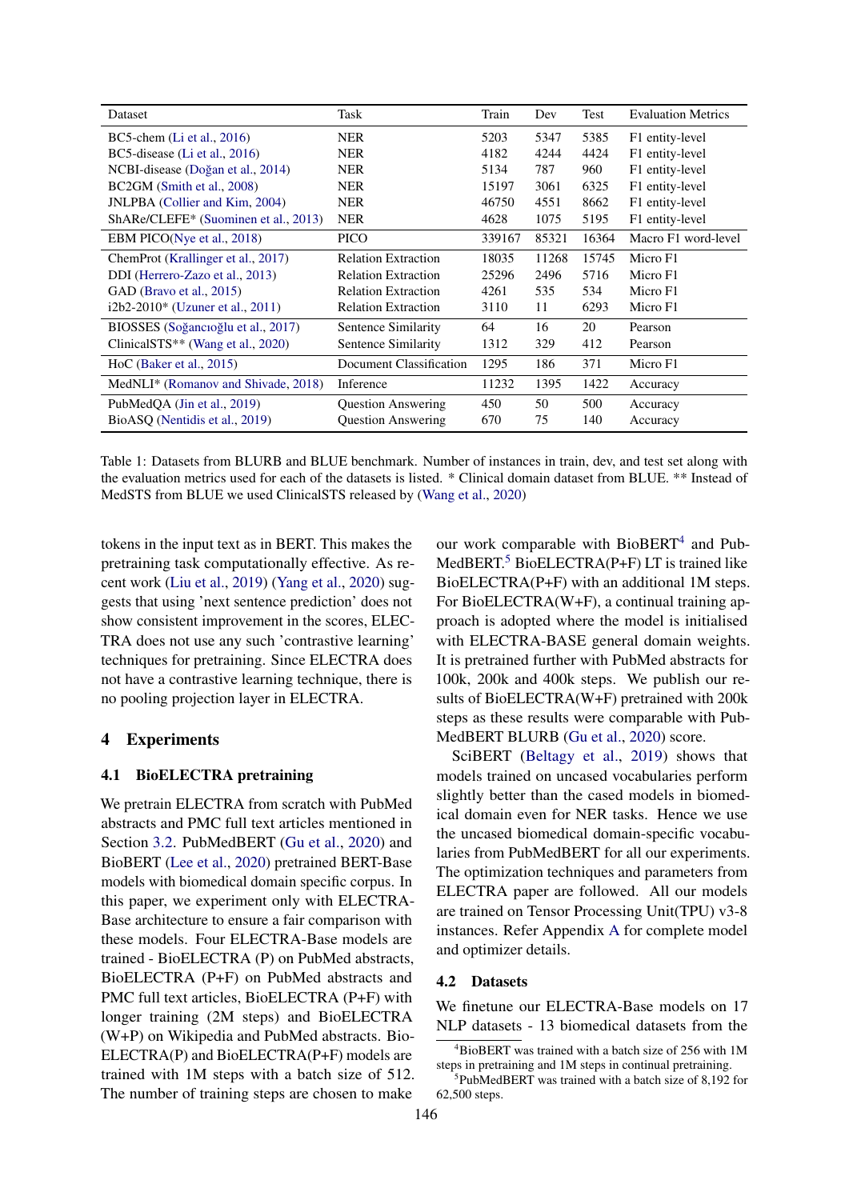| Dataset | Task | Train | Dev | Test | Evaluation Metrics |
|---|---|---|---|---|---|
| BC5-chem (Li et al., 2016) | NER | 5203 | 5347 | 5385 | F1 entity-level |
| BC5-disease (Li et al., 2016) | NER | 4182 | 4244 | 4424 | F1 entity-level |
| NCBI-disease (Doğan et al., 2014) | NER | 5134 | 787 | 960 | F1 entity-level |
| BC2GM (Smith et al., 2008) | NER | 15197 | 3061 | 6325 | F1 entity-level |
| JNLPBA (Collier and Kim, 2004) | NER | 46750 | 4551 | 8662 | F1 entity-level |
| ShARe/CLEFE* (Suominen et al., 2013) | NER | 4628 | 1075 | 5195 | F1 entity-level |
| EBM PICO(Nye et al., 2018) | PICO | 339167 | 85321 | 16364 | Macro F1 word-level |
| ChemProt (Krallinger et al., 2017) | Relation Extraction | 18035 | 11268 | 15745 | Micro F1 |
| DDI (Herrero-Zazo et al., 2013) | Relation Extraction | 25296 | 2496 | 5716 | Micro F1 |
| GAD (Bravo et al., 2015) | Relation Extraction | 4261 | 535 | 534 | Micro F1 |
| i2b2-2010* (Uzuner et al., 2011) | Relation Extraction | 3110 | 11 | 6293 | Micro F1 |
| BIOSSES (Soğancıoğlu et al., 2017) | Sentence Similarity | 64 | 16 | 20 | Pearson |
| ClinicalSTS** (Wang et al., 2020) | Sentence Similarity | 1312 | 329 | 412 | Pearson |
| HoC (Baker et al., 2015) | Document Classification | 1295 | 186 | 371 | Micro F1 |
| MedNLI* (Romanov and Shivade, 2018) | Inference | 11232 | 1395 | 1422 | Accuracy |
| PubMedQA (Jin et al., 2019) | Question Answering | 450 | 50 | 500 | Accuracy |
| BioASQ (Nentidis et al., 2019) | Question Answering | 670 | 75 | 140 | Accuracy |

Table 1: Datasets from BLURB and BLUE benchmark. Number of instances in train, dev, and test set along with the evaluation metrics used for each of the datasets is listed. * Clinical domain dataset from BLUE. ** Instead of MedSTS from BLUE we used ClinicalSTS released by (Wang et al., 2020)

tokens in the input text as in BERT. This makes the pretraining task computationally effective. As recent work (Liu et al., 2019) (Yang et al., 2020) suggests that using 'next sentence prediction' does not show consistent improvement in the scores, ELECTRA does not use any such 'contrastive learning' techniques for pretraining. Since ELECTRA does not have a contrastive learning technique, there is no pooling projection layer in ELECTRA.

## 4 Experiments

### 4.1 BioELECTRA pretraining

We pretrain ELECTRA from scratch with PubMed abstracts and PMC full text articles mentioned in Section 3.2. PubMedBERT (Gu et al., 2020) and BioBERT (Lee et al., 2020) pretrained BERT-Base models with biomedical domain specific corpus. In this paper, we experiment only with ELECTRA-Base architecture to ensure a fair comparison with these models. Four ELECTRA-Base models are trained - BioELECTRA (P) on PubMed abstracts, BioELECTRA (P+F) on PubMed abstracts and PMC full text articles, BioELECTRA (P+F) with longer training (2M steps) and BioELECTRA (W+P) on Wikipedia and PubMed abstracts. BioELECTRA(P) and BioELECTRA(P+F) models are trained with 1M steps with a batch size of 512. The number of training steps are chosen to make our work comparable with BioBERT[4] and PubMedBERT.[5] BioELECTRA(P+F) LT is trained like BioELECTRA(P+F) with an additional 1M steps. For BioELECTRA(W+F), a continual training approach is adopted where the model is initialised with ELECTRA-BASE general domain weights. It is pretrained further with PubMed abstracts for 100k, 200k and 400k steps. We publish our results of BioELECTRA(W+F) pretrained with 200k steps as these results were comparable with PubMedBERT BLURB (Gu et al., 2020) score.

SciBERT (Beltagy et al., 2019) shows that models trained on uncased vocabularies perform slightly better than the cased models in biomedical domain even for NER tasks. Hence we use the uncased biomedical domain-specific vocabularies from PubMedBERT for all our experiments. The optimization techniques and parameters from ELECTRA paper are followed. All our models are trained on Tensor Processing Unit(TPU) v3-8 instances. Refer Appendix A for complete model and optimizer details.

### 4.2 Datasets

We finetune our ELECTRA-Base models on 17 NLP datasets - 13 biomedical datasets from the

[4] BioBERT was trained with a batch size of 256 with 1M steps in pretraining and 1M steps in continual pretraining.

[5] PubMedBERT was trained with a batch size of 8,192 for 62,500 steps.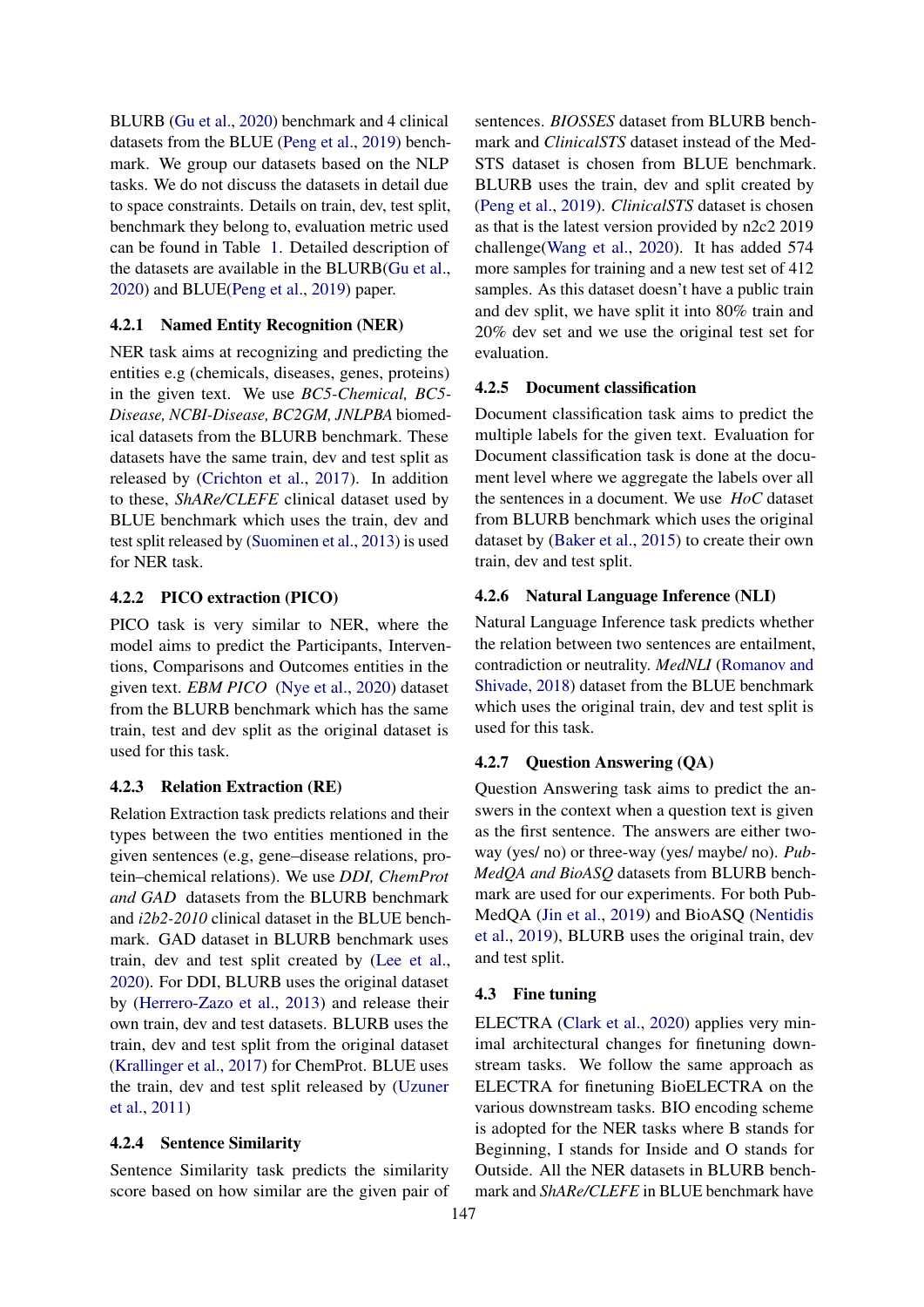BLURB (Gu et al., 2020) benchmark and 4 clinical datasets from the BLUE (Peng et al., 2019) benchmark. We group our datasets based on the NLP tasks. We do not discuss the datasets in detail due to space constraints. Details on train, dev, test split, benchmark they belong to, evaluation metric used can be found in Table 1. Detailed description of the datasets are available in the BLURB(Gu et al., 2020) and BLUE(Peng et al., 2019) paper.

#### 4.2.1 Named Entity Recognition (NER)

NER task aims at recognizing and predicting the entities e.g (chemicals, diseases, genes, proteins) in the given text. We use *BC5-Chemical, BC5-Disease, NCBI-Disease, BC2GM, JNLPBA* biomedical datasets from the BLURB benchmark. These datasets have the same train, dev and test split as released by (Crichton et al., 2017). In addition to these, *ShARe/CLEFE* clinical dataset used by BLUE benchmark which uses the train, dev and test split released by (Suominen et al., 2013) is used for NER task.

#### 4.2.2 PICO extraction (PICO)

PICO task is very similar to NER, where the model aims to predict the Participants, Interventions, Comparisons and Outcomes entities in the given text. *EBM PICO* (Nye et al., 2020) dataset from the BLURB benchmark which has the same train, test and dev split as the original dataset is used for this task.

#### 4.2.3 Relation Extraction (RE)

Relation Extraction task predicts relations and their types between the two entities mentioned in the given sentences (e.g, gene–disease relations, protein–chemical relations). We use *DDI, ChemProt and GAD* datasets from the BLURB benchmark and *i2b2-2010* clinical dataset in the BLUE benchmark. GAD dataset in BLURB benchmark uses train, dev and test split created by (Lee et al., 2020). For DDI, BLURB uses the original dataset by (Herrero-Zazo et al., 2013) and release their own train, dev and test datasets. BLURB uses the train, dev and test split from the original dataset (Krallinger et al., 2017) for ChemProt. BLUE uses the train, dev and test split released by (Uzuner et al., 2011)

#### 4.2.4 Sentence Similarity

Sentence Similarity task predicts the similarity score based on how similar are the given pair of sentences. *BIOSSES* dataset from BLURB benchmark and *ClinicalSTS* dataset instead of the MedSTS dataset is chosen from BLUE benchmark. BLURB uses the train, dev and split created by (Peng et al., 2019). *ClinicalSTS* dataset is chosen as that is the latest version provided by n2c2 2019 challenge(Wang et al., 2020). It has added 574 more samples for training and a new test set of 412 samples. As this dataset doesn't have a public train and dev split, we have split it into 80% train and 20% dev set and we use the original test set for evaluation.

#### 4.2.5 Document classification

Document classification task aims to predict the multiple labels for the given text. Evaluation for Document classification task is done at the document level where we aggregate the labels over all the sentences in a document. We use *HoC* dataset from BLURB benchmark which uses the original dataset by (Baker et al., 2015) to create their own train, dev and test split.

#### 4.2.6 Natural Language Inference (NLI)

Natural Language Inference task predicts whether the relation between two sentences are entailment, contradiction or neutrality. *MedNLI* (Romanov and Shivade, 2018) dataset from the BLUE benchmark which uses the original train, dev and test split is used for this task.

#### 4.2.7 Question Answering (QA)

Question Answering task aims to predict the answers in the context when a question text is given as the first sentence. The answers are either two-way (yes/ no) or three-way (yes/ maybe/ no). *PubMedQA and BioASQ* datasets from BLURB benchmark are used for our experiments. For both PubMedQA (Jin et al., 2019) and BioASQ (Nentidis et al., 2019), BLURB uses the original train, dev and test split.

### 4.3 Fine tuning

ELECTRA (Clark et al., 2020) applies very minimal architectural changes for finetuning downstream tasks. We follow the same approach as ELECTRA for finetuning BioELECTRA on the various downstream tasks. BIO encoding scheme is adopted for the NER tasks where B stands for Beginning, I stands for Inside and O stands for Outside. All the NER datasets in BLURB benchmark and *ShARe/CLEFE* in BLUE benchmark have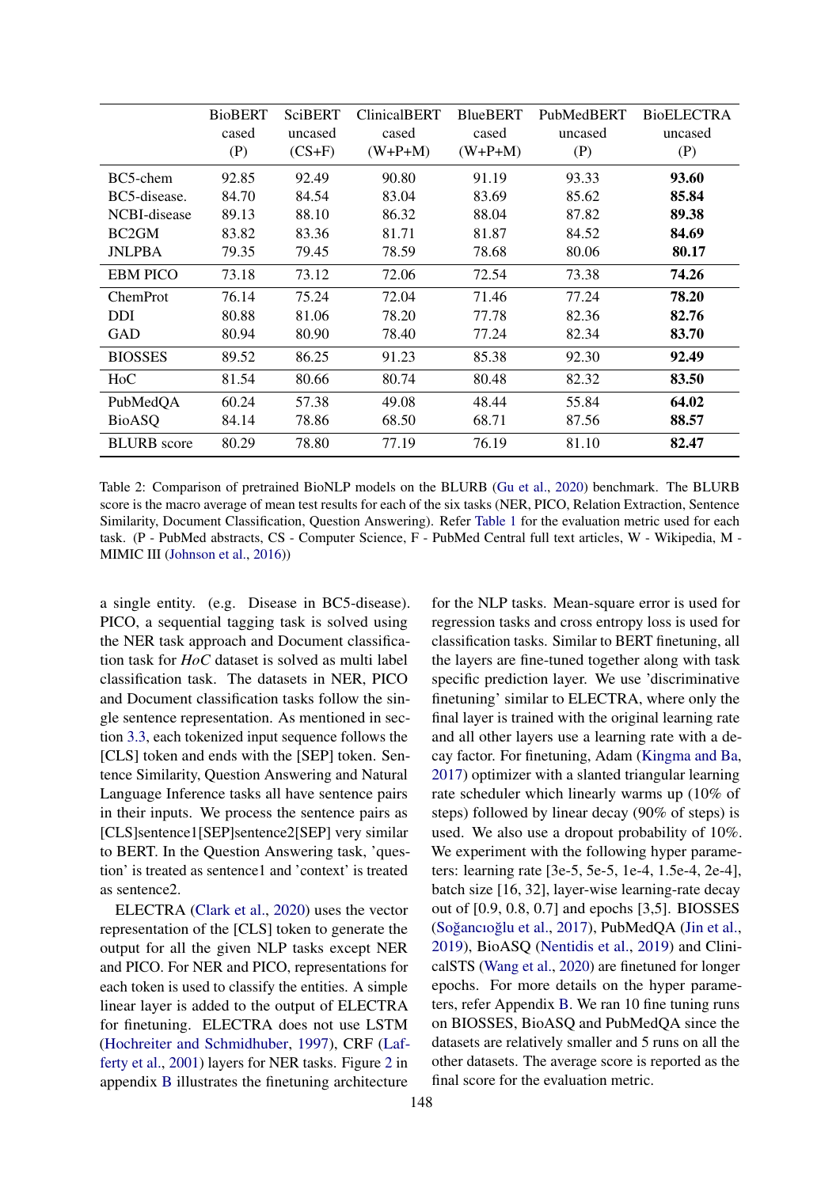| | BioBERT cased (P) | SciBERT uncased (CS+F) | ClinicalBERT cased (W+P+M) | BlueBERT cased (W+P+M) | PubMedBERT uncased (P) | BioELECTRA uncased (P) |
|---|---|---|---|---|---|---|
| BC5-chem | 92.85 | 92.49 | 90.80 | 91.19 | 93.33 | **93.60** |
| BC5-disease. | 84.70 | 84.54 | 83.04 | 83.69 | 85.62 | **85.84** |
| NCBI-disease | 89.13 | 88.10 | 86.32 | 88.04 | 87.82 | **89.38** |
| BC2GM | 83.82 | 83.36 | 81.71 | 81.87 | 84.52 | **84.69** |
| JNLPBA | 79.35 | 79.45 | 78.59 | 78.68 | 80.06 | **80.17** |
| EBM PICO | 73.18 | 73.12 | 72.06 | 72.54 | 73.38 | **74.26** |
| ChemProt | 76.14 | 75.24 | 72.04 | 71.46 | 77.24 | **78.20** |
| DDI | 80.88 | 81.06 | 78.20 | 77.78 | 82.36 | **82.76** |
| GAD | 80.94 | 80.90 | 78.40 | 77.24 | 82.34 | **83.70** |
| BIOSSES | 89.52 | 86.25 | 91.23 | 85.38 | 92.30 | **92.49** |
| HoC | 81.54 | 80.66 | 80.74 | 80.48 | 82.32 | **83.50** |
| PubMedQA | 60.24 | 57.38 | 49.08 | 48.44 | 55.84 | **64.02** |
| BioASQ | 84.14 | 78.86 | 68.50 | 68.71 | 87.56 | **88.57** |
| BLURB score | 80.29 | 78.80 | 77.19 | 76.19 | 81.10 | **82.47** |

Table 2: Comparison of pretrained BioNLP models on the BLURB (Gu et al., 2020) benchmark. The BLURB score is the macro average of mean test results for each of the six tasks (NER, PICO, Relation Extraction, Sentence Similarity, Document Classification, Question Answering). Refer Table 1 for the evaluation metric used for each task. (P - PubMed abstracts, CS - Computer Science, F - PubMed Central full text articles, W - Wikipedia, M - MIMIC III (Johnson et al., 2016))

a single entity. (e.g. Disease in BC5-disease). PICO, a sequential tagging task is solved using the NER task approach and Document classification task for *HoC* dataset is solved as multi label classification task. The datasets in NER, PICO and Document classification tasks follow the single sentence representation. As mentioned in section 3.3, each tokenized input sequence follows the [CLS] token and ends with the [SEP] token. Sentence Similarity, Question Answering and Natural Language Inference tasks all have sentence pairs in their inputs. We process the sentence pairs as [CLS]sentence1[SEP]sentence2[SEP] very similar to BERT. In the Question Answering task, 'question' is treated as sentence1 and 'context' is treated as sentence2.

ELECTRA (Clark et al., 2020) uses the vector representation of the [CLS] token to generate the output for all the given NLP tasks except NER and PICO. For NER and PICO, representations for each token is used to classify the entities. A simple linear layer is added to the output of ELECTRA for finetuning. ELECTRA does not use LSTM (Hochreiter and Schmidhuber, 1997), CRF (Lafferty et al., 2001) layers for NER tasks. Figure 2 in appendix B illustrates the finetuning architecture for the NLP tasks. Mean-square error is used for regression tasks and cross entropy loss is used for classification tasks. Similar to BERT finetuning, all the layers are fine-tuned together along with task specific prediction layer. We use 'discriminative finetuning' similar to ELECTRA, where only the final layer is trained with the original learning rate and all other layers use a learning rate with a decay factor. For finetuning, Adam (Kingma and Ba, 2017) optimizer with a slanted triangular learning rate scheduler which linearly warms up (10% of steps) followed by linear decay (90% of steps) is used. We also use a dropout probability of 10%. We experiment with the following hyper parameters: learning rate [3e-5, 5e-5, 1e-4, 1.5e-4, 2e-4], batch size [16, 32], layer-wise learning-rate decay out of [0.9, 0.8, 0.7] and epochs [3,5]. BIOSSES (Soğancıoğlu et al., 2017), PubMedQA (Jin et al., 2019), BioASQ (Nentidis et al., 2019) and ClinicalSTS (Wang et al., 2020) are finetuned for longer epochs. For more details on the hyper parameters, refer Appendix B. We ran 10 fine tuning runs on BIOSSES, BioASQ and PubMedQA since the datasets are relatively smaller and 5 runs on all the other datasets. The average score is reported as the final score for the evaluation metric.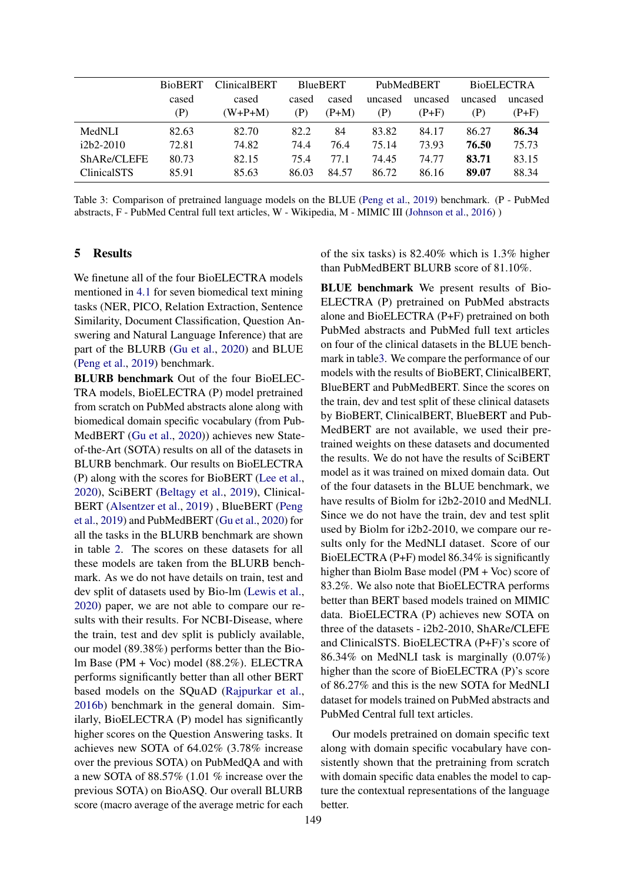| | BioBERT | ClinicalBERT | BlueBERT | | PubMedBERT | | BioELECTRA | |
|---|---|---|---|---|---|---|---|---|
| | cased | cased | cased | cased | uncased | uncased | uncased | uncased |
| | (P) | (W+P+M) | (P) | (P+M) | (P) | (P+F) | (P) | (P+F) |
| MedNLI | 82.63 | 82.70 | 82.2 | 84 | 83.82 | 84.17 | 86.27 | **86.34** |
| i2b2-2010 | 72.81 | 74.82 | 74.4 | 76.4 | 75.14 | 73.93 | **76.50** | 75.73 |
| ShARe/CLEFE | 80.73 | 82.15 | 75.4 | 77.1 | 74.45 | 74.77 | **83.71** | 83.15 |
| ClinicalSTS | 85.91 | 85.63 | 86.03 | 84.57 | 86.72 | 86.16 | **89.07** | 88.34 |

Table 3: Comparison of pretrained language models on the BLUE (Peng et al., 2019) benchmark. (P - PubMed abstracts, F - PubMed Central full text articles, W - Wikipedia, M - MIMIC III (Johnson et al., 2016) )

## 5 Results

We finetune all of the four BioELECTRA models mentioned in 4.1 for seven biomedical text mining tasks (NER, PICO, Relation Extraction, Sentence Similarity, Document Classification, Question Answering and Natural Language Inference) that are part of the BLURB (Gu et al., 2020) and BLUE (Peng et al., 2019) benchmark.

**BLURB benchmark** Out of the four BioELECTRA models, BioELECTRA (P) model pretrained from scratch on PubMed abstracts alone along with biomedical domain specific vocabulary (from PubMedBERT (Gu et al., 2020)) achieves new State-of-the-Art (SOTA) results on all of the datasets in BLURB benchmark. Our results on BioELECTRA (P) along with the scores for BioBERT (Lee et al., 2020), SciBERT (Beltagy et al., 2019), ClinicalBERT (Alsentzer et al., 2019) , BlueBERT (Peng et al., 2019) and PubMedBERT (Gu et al., 2020) for all the tasks in the BLURB benchmark are shown in table 2. The scores on these datasets for all these models are taken from the BLURB benchmark. As we do not have details on train, test and dev split of datasets used by Bio-lm (Lewis et al., 2020) paper, we are not able to compare our results with their results. For NCBI-Disease, where the train, test and dev split is publicly available, our model (89.38%) performs better than the Bio-lm Base (PM + Voc) model (88.2%). ELECTRA performs significantly better than all other BERT based models on the SQuAD (Rajpurkar et al., 2016b) benchmark in the general domain. Similarly, BioELECTRA (P) model has significantly higher scores on the Question Answering tasks. It achieves new SOTA of 64.02% (3.78% increase over the previous SOTA) on PubMedQA and with a new SOTA of 88.57% (1.01 % increase over the previous SOTA) on BioASQ. Our overall BLURB score (macro average of the average metric for each of the six tasks) is 82.40% which is 1.3% higher than PubMedBERT BLURB score of 81.10%.

**BLUE benchmark** We present results of BioELECTRA (P) pretrained on PubMed abstracts alone and BioELECTRA (P+F) pretrained on both PubMed abstracts and PubMed full text articles on four of the clinical datasets in the BLUE benchmark in table3. We compare the performance of our models with the results of BioBERT, ClinicalBERT, BlueBERT and PubMedBERT. Since the scores on the train, dev and test split of these clinical datasets by BioBERT, ClinicalBERT, BlueBERT and PubMedBERT are not available, we used their pretrained weights on these datasets and documented the results. We do not have the results of SciBERT model as it was trained on mixed domain data. Out of the four datasets in the BLUE benchmark, we have results of Biolm for i2b2-2010 and MedNLI. Since we do not have the train, dev and test split used by Biolm for i2b2-2010, we compare our results only for the MedNLI dataset. Score of our BioELECTRA (P+F) model 86.34% is significantly higher than Biolm Base model (PM + Voc) score of 83.2%. We also note that BioELECTRA performs better than BERT based models trained on MIMIC data. BioELECTRA (P) achieves new SOTA on three of the datasets - i2b2-2010, ShARe/CLEFE and ClinicalSTS. BioELECTRA (P+F)'s score of 86.34% on MedNLI task is marginally (0.07%) higher than the score of BioELECTRA (P)'s score of 86.27% and this is the new SOTA for MedNLI dataset for models trained on PubMed abstracts and PubMed Central full text articles.

Our models pretrained on domain specific text along with domain specific vocabulary have consistently shown that the pretraining from scratch with domain specific data enables the model to capture the contextual representations of the language better.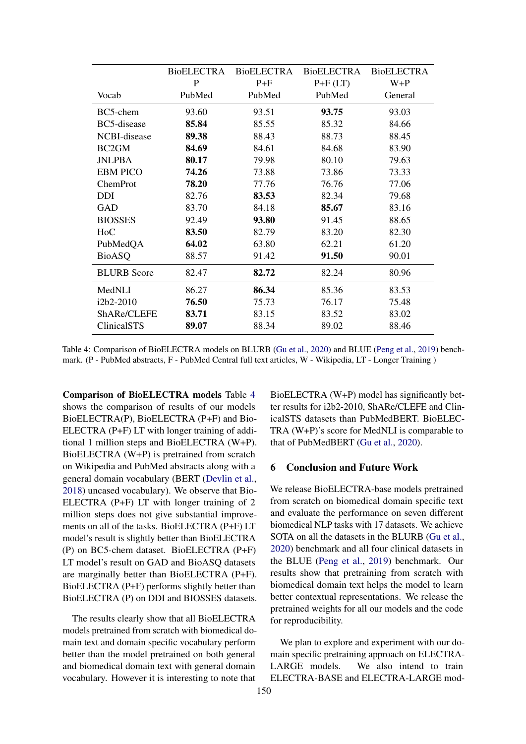| Vocab | BioELECTRA P PubMed | BioELECTRA P+F PubMed | BioELECTRA P+F (LT) PubMed | BioELECTRA W+P General |
|---|---|---|---|---|
| BC5-chem | 93.60 | 93.51 | **93.75** | 93.03 |
| BC5-disease | **85.84** | 85.55 | 85.32 | 84.66 |
| NCBI-disease | **89.38** | 88.43 | 88.73 | 88.45 |
| BC2GM | **84.69** | 84.61 | 84.68 | 83.90 |
| JNLPBA | **80.17** | 79.98 | 80.10 | 79.63 |
| EBM PICO | **74.26** | 73.88 | 73.86 | 73.33 |
| ChemProt | **78.20** | 77.76 | 76.76 | 77.06 |
| DDI | 82.76 | **83.53** | 82.34 | 79.68 |
| GAD | 83.70 | 84.18 | **85.67** | 83.16 |
| BIOSSES | 92.49 | **93.80** | 91.45 | 88.65 |
| HoC | **83.50** | 82.79 | 83.20 | 82.30 |
| PubMedQA | **64.02** | 63.80 | 62.21 | 61.20 |
| BioASQ | 88.57 | 91.42 | **91.50** | 90.01 |
| BLURB Score | 82.47 | **82.72** | 82.24 | 80.96 |
| MedNLI | 86.27 | **86.34** | 85.36 | 83.53 |
| i2b2-2010 | **76.50** | 75.73 | 76.17 | 75.48 |
| ShARe/CLEFE | **83.71** | 83.15 | 83.52 | 83.02 |
| ClinicalSTS | **89.07** | 88.34 | 89.02 | 88.46 |

Table 4: Comparison of BioELECTRA models on BLURB (Gu et al., 2020) and BLUE (Peng et al., 2019) benchmark. (P - PubMed abstracts, F - PubMed Central full text articles, W - Wikipedia, LT - Longer Training )

**Comparison of BioELECTRA models** Table 4 shows the comparison of results of our models BioELECTRA(P), BioELECTRA (P+F) and BioELECTRA (P+F) LT with longer training of additional 1 million steps and BioELECTRA (W+P). BioELECTRA (W+P) is pretrained from scratch on Wikipedia and PubMed abstracts along with a general domain vocabulary (BERT (Devlin et al., 2018) uncased vocabulary). We observe that BioELECTRA (P+F) LT with longer training of 2 million steps does not give substantial improvements on all of the tasks. BioELECTRA (P+F) LT model's result is slightly better than BioELECTRA (P) on BC5-chem dataset. BioELECTRA (P+F) LT model's result on GAD and BioASQ datasets are marginally better than BioELECTRA (P+F). BioELECTRA (P+F) performs slightly better than BioELECTRA (P) on DDI and BIOSSES datasets.

The results clearly show that all BioELECTRA models pretrained from scratch with biomedical domain text and domain specific vocabulary perform better than the model pretrained on both general and biomedical domain text with general domain vocabulary. However it is interesting to note that BioELECTRA (W+P) model has significantly better results for i2b2-2010, ShARe/CLEFE and ClinicalSTS datasets than PubMedBERT. BioELECTRA (W+P)'s score for MedNLI is comparable to that of PubMedBERT (Gu et al., 2020).

## 6 Conclusion and Future Work

We release BioELECTRA-base models pretrained from scratch on biomedical domain specific text and evaluate the performance on seven different biomedical NLP tasks with 17 datasets. We achieve SOTA on all the datasets in the BLURB (Gu et al., 2020) benchmark and all four clinical datasets in the BLUE (Peng et al., 2019) benchmark. Our results show that pretraining from scratch with biomedical domain text helps the model to learn better contextual representations. We release the pretrained weights for all our models and the code for reproducibility.

We plan to explore and experiment with our domain specific pretraining approach on ELECTRA-LARGE models. We also intend to train ELECTRA-BASE and ELECTRA-LARGE mod-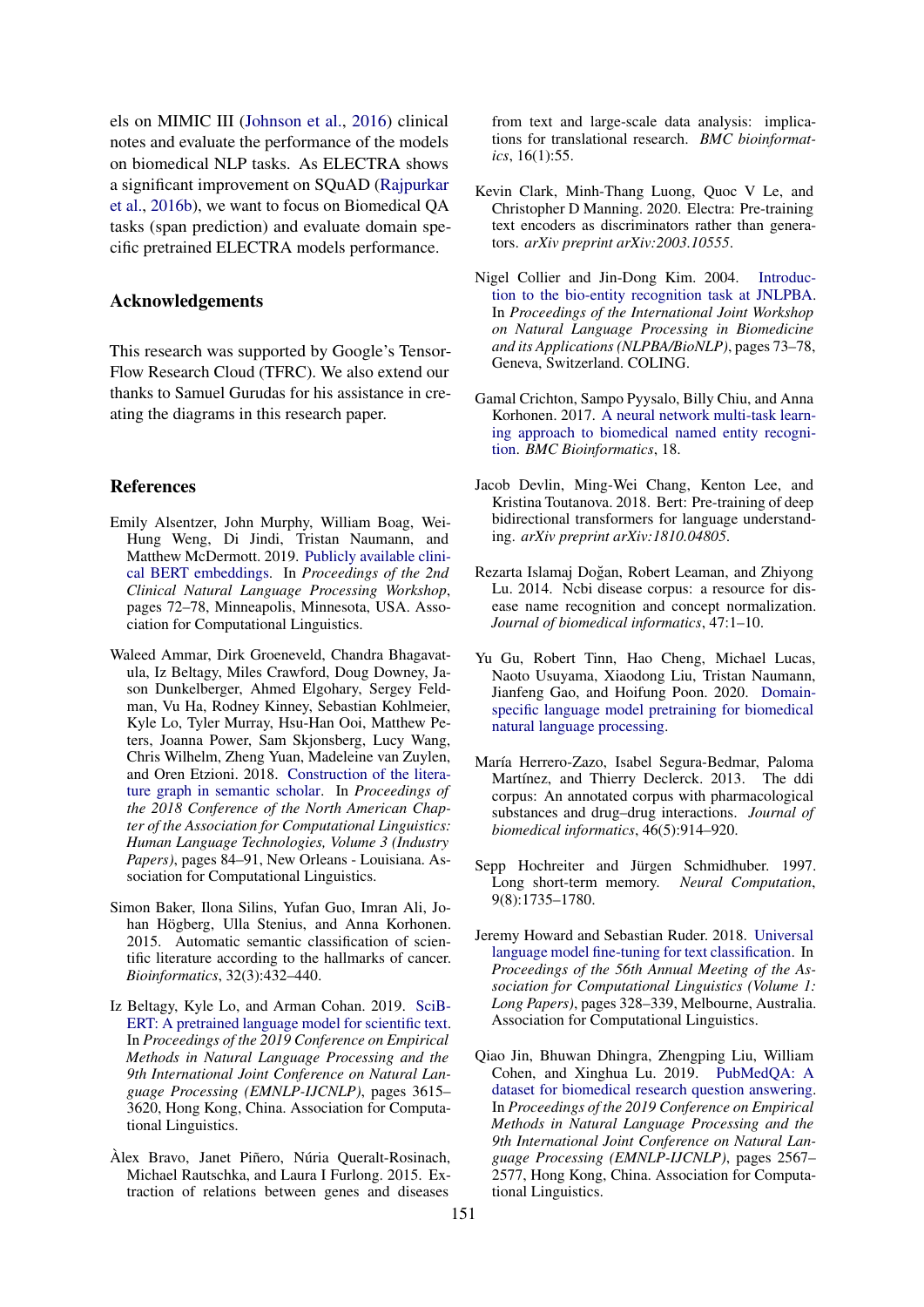els on MIMIC III (Johnson et al., 2016) clinical notes and evaluate the performance of the models on biomedical NLP tasks. As ELECTRA shows a significant improvement on SQuAD (Rajpurkar et al., 2016b), we want to focus on Biomedical QA tasks (span prediction) and evaluate domain specific pretrained ELECTRA models performance.

## Acknowledgements

This research was supported by Google's TensorFlow Research Cloud (TFRC). We also extend our thanks to Samuel Gurudas for his assistance in creating the diagrams in this research paper.

## References

Emily Alsentzer, John Murphy, William Boag, Wei-Hung Weng, Di Jindi, Tristan Naumann, and Matthew McDermott. 2019. Publicly available clinical BERT embeddings. In *Proceedings of the 2nd Clinical Natural Language Processing Workshop*, pages 72–78, Minneapolis, Minnesota, USA. Association for Computational Linguistics.

Waleed Ammar, Dirk Groeneveld, Chandra Bhagavatula, Iz Beltagy, Miles Crawford, Doug Downey, Jason Dunkelberger, Ahmed Elgohary, Sergey Feldman, Vu Ha, Rodney Kinney, Sebastian Kohlmeier, Kyle Lo, Tyler Murray, Hsu-Han Ooi, Matthew Peters, Joanna Power, Sam Skjonsberg, Lucy Wang, Chris Wilhelm, Zheng Yuan, Madeleine van Zuylen, and Oren Etzioni. 2018. Construction of the literature graph in semantic scholar. In *Proceedings of the 2018 Conference of the North American Chapter of the Association for Computational Linguistics: Human Language Technologies, Volume 3 (Industry Papers)*, pages 84–91, New Orleans - Louisiana. Association for Computational Linguistics.

Simon Baker, Ilona Silins, Yufan Guo, Imran Ali, Johan Högberg, Ulla Stenius, and Anna Korhonen. 2015. Automatic semantic classification of scientific literature according to the hallmarks of cancer. *Bioinformatics*, 32(3):432–440.

Iz Beltagy, Kyle Lo, and Arman Cohan. 2019. SciBERT: A pretrained language model for scientific text. In *Proceedings of the 2019 Conference on Empirical Methods in Natural Language Processing and the 9th International Joint Conference on Natural Language Processing (EMNLP-IJCNLP)*, pages 3615–3620, Hong Kong, China. Association for Computational Linguistics.

Àlex Bravo, Janet Piñero, Núria Queralt-Rosinach, Michael Rautschka, and Laura I Furlong. 2015. Extraction of relations between genes and diseases from text and large-scale data analysis: implications for translational research. *BMC bioinformatics*, 16(1):55.

Kevin Clark, Minh-Thang Luong, Quoc V Le, and Christopher D Manning. 2020. Electra: Pre-training text encoders as discriminators rather than generators. *arXiv preprint arXiv:2003.10555*.

Nigel Collier and Jin-Dong Kim. 2004. Introduction to the bio-entity recognition task at JNLPBA. In *Proceedings of the International Joint Workshop on Natural Language Processing in Biomedicine and its Applications (NLPBA/BioNLP)*, pages 73–78, Geneva, Switzerland. COLING.

Gamal Crichton, Sampo Pyysalo, Billy Chiu, and Anna Korhonen. 2017. A neural network multi-task learning approach to biomedical named entity recognition. *BMC Bioinformatics*, 18.

Jacob Devlin, Ming-Wei Chang, Kenton Lee, and Kristina Toutanova. 2018. Bert: Pre-training of deep bidirectional transformers for language understanding. *arXiv preprint arXiv:1810.04805*.

Rezarta Islamaj Doğan, Robert Leaman, and Zhiyong Lu. 2014. Ncbi disease corpus: a resource for disease name recognition and concept normalization. *Journal of biomedical informatics*, 47:1–10.

Yu Gu, Robert Tinn, Hao Cheng, Michael Lucas, Naoto Usuyama, Xiaodong Liu, Tristan Naumann, Jianfeng Gao, and Hoifung Poon. 2020. Domain-specific language model pretraining for biomedical natural language processing.

María Herrero-Zazo, Isabel Segura-Bedmar, Paloma Martínez, and Thierry Declerck. 2013. The ddi corpus: An annotated corpus with pharmacological substances and drug–drug interactions. *Journal of biomedical informatics*, 46(5):914–920.

Sepp Hochreiter and Jürgen Schmidhuber. 1997. Long short-term memory. *Neural Computation*, 9(8):1735–1780.

Jeremy Howard and Sebastian Ruder. 2018. Universal language model fine-tuning for text classification. In *Proceedings of the 56th Annual Meeting of the Association for Computational Linguistics (Volume 1: Long Papers)*, pages 328–339, Melbourne, Australia. Association for Computational Linguistics.

Qiao Jin, Bhuwan Dhingra, Zhengping Liu, William Cohen, and Xinghua Lu. 2019. PubMedQA: A dataset for biomedical research question answering. In *Proceedings of the 2019 Conference on Empirical Methods in Natural Language Processing and the 9th International Joint Conference on Natural Language Processing (EMNLP-IJCNLP)*, pages 2567–2577, Hong Kong, China. Association for Computational Linguistics.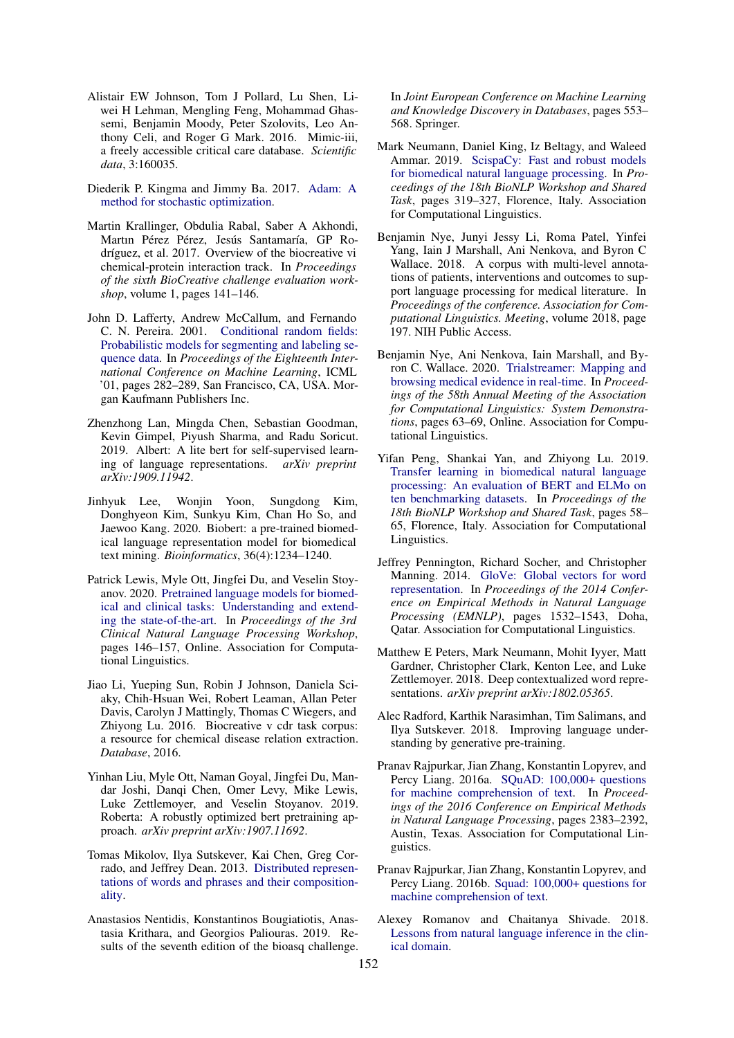Alistair EW Johnson, Tom J Pollard, Lu Shen, Liwei H Lehman, Mengling Feng, Mohammad Ghassemi, Benjamin Moody, Peter Szolovits, Leo Anthony Celi, and Roger G Mark. 2016. Mimic-iii, a freely accessible critical care database. *Scientific data*, 3:160035.

Diederik P. Kingma and Jimmy Ba. 2017. Adam: A method for stochastic optimization.

Martin Krallinger, Obdulia Rabal, Saber A Akhondi, Martın Pérez Pérez, Jesús Santamaría, GP Rodríguez, et al. 2017. Overview of the biocreative vi chemical-protein interaction track. In *Proceedings of the sixth BioCreative challenge evaluation workshop*, volume 1, pages 141–146.

John D. Lafferty, Andrew McCallum, and Fernando C. N. Pereira. 2001. Conditional random fields: Probabilistic models for segmenting and labeling sequence data. In *Proceedings of the Eighteenth International Conference on Machine Learning*, ICML '01, pages 282–289, San Francisco, CA, USA. Morgan Kaufmann Publishers Inc.

Zhenzhong Lan, Mingda Chen, Sebastian Goodman, Kevin Gimpel, Piyush Sharma, and Radu Soricut. 2019. Albert: A lite bert for self-supervised learning of language representations. *arXiv preprint arXiv:1909.11942*.

Jinhyuk Lee, Wonjin Yoon, Sungdong Kim, Donghyeon Kim, Sunkyu Kim, Chan Ho So, and Jaewoo Kang. 2020. Biobert: a pre-trained biomedical language representation model for biomedical text mining. *Bioinformatics*, 36(4):1234–1240.

Patrick Lewis, Myle Ott, Jingfei Du, and Veselin Stoyanov. 2020. Pretrained language models for biomedical and clinical tasks: Understanding and extending the state-of-the-art. In *Proceedings of the 3rd Clinical Natural Language Processing Workshop*, pages 146–157, Online. Association for Computational Linguistics.

Jiao Li, Yueping Sun, Robin J Johnson, Daniela Sciaky, Chih-Hsuan Wei, Robert Leaman, Allan Peter Davis, Carolyn J Mattingly, Thomas C Wiegers, and Zhiyong Lu. 2016. Biocreative v cdr task corpus: a resource for chemical disease relation extraction. *Database*, 2016.

Yinhan Liu, Myle Ott, Naman Goyal, Jingfei Du, Mandar Joshi, Danqi Chen, Omer Levy, Mike Lewis, Luke Zettlemoyer, and Veselin Stoyanov. 2019. Roberta: A robustly optimized bert pretraining approach. *arXiv preprint arXiv:1907.11692*.

Tomas Mikolov, Ilya Sutskever, Kai Chen, Greg Corrado, and Jeffrey Dean. 2013. Distributed representations of words and phrases and their compositionality.

Anastasios Nentidis, Konstantinos Bougiatiotis, Anastasia Krithara, and Georgios Paliouras. 2019. Results of the seventh edition of the bioasq challenge. In *Joint European Conference on Machine Learning and Knowledge Discovery in Databases*, pages 553–568. Springer.

Mark Neumann, Daniel King, Iz Beltagy, and Waleed Ammar. 2019. ScispaCy: Fast and robust models for biomedical natural language processing. In *Proceedings of the 18th BioNLP Workshop and Shared Task*, pages 319–327, Florence, Italy. Association for Computational Linguistics.

Benjamin Nye, Junyi Jessy Li, Roma Patel, Yinfei Yang, Iain J Marshall, Ani Nenkova, and Byron C Wallace. 2018. A corpus with multi-level annotations of patients, interventions and outcomes to support language processing for medical literature. In *Proceedings of the conference. Association for Computational Linguistics. Meeting*, volume 2018, page 197. NIH Public Access.

Benjamin Nye, Ani Nenkova, Iain Marshall, and Byron C. Wallace. 2020. Trialstreamer: Mapping and browsing medical evidence in real-time. In *Proceedings of the 58th Annual Meeting of the Association for Computational Linguistics: System Demonstrations*, pages 63–69, Online. Association for Computational Linguistics.

Yifan Peng, Shankai Yan, and Zhiyong Lu. 2019. Transfer learning in biomedical natural language processing: An evaluation of BERT and ELMo on ten benchmarking datasets. In *Proceedings of the 18th BioNLP Workshop and Shared Task*, pages 58–65, Florence, Italy. Association for Computational Linguistics.

Jeffrey Pennington, Richard Socher, and Christopher Manning. 2014. GloVe: Global vectors for word representation. In *Proceedings of the 2014 Conference on Empirical Methods in Natural Language Processing (EMNLP)*, pages 1532–1543, Doha, Qatar. Association for Computational Linguistics.

Matthew E Peters, Mark Neumann, Mohit Iyyer, Matt Gardner, Christopher Clark, Kenton Lee, and Luke Zettlemoyer. 2018. Deep contextualized word representations. *arXiv preprint arXiv:1802.05365*.

Alec Radford, Karthik Narasimhan, Tim Salimans, and Ilya Sutskever. 2018. Improving language understanding by generative pre-training.

Pranav Rajpurkar, Jian Zhang, Konstantin Lopyrev, and Percy Liang. 2016a. SQuAD: 100,000+ questions for machine comprehension of text. In *Proceedings of the 2016 Conference on Empirical Methods in Natural Language Processing*, pages 2383–2392, Austin, Texas. Association for Computational Linguistics.

Pranav Rajpurkar, Jian Zhang, Konstantin Lopyrev, and Percy Liang. 2016b. Squad: 100,000+ questions for machine comprehension of text.

Alexey Romanov and Chaitanya Shivade. 2018. Lessons from natural language inference in the clinical domain.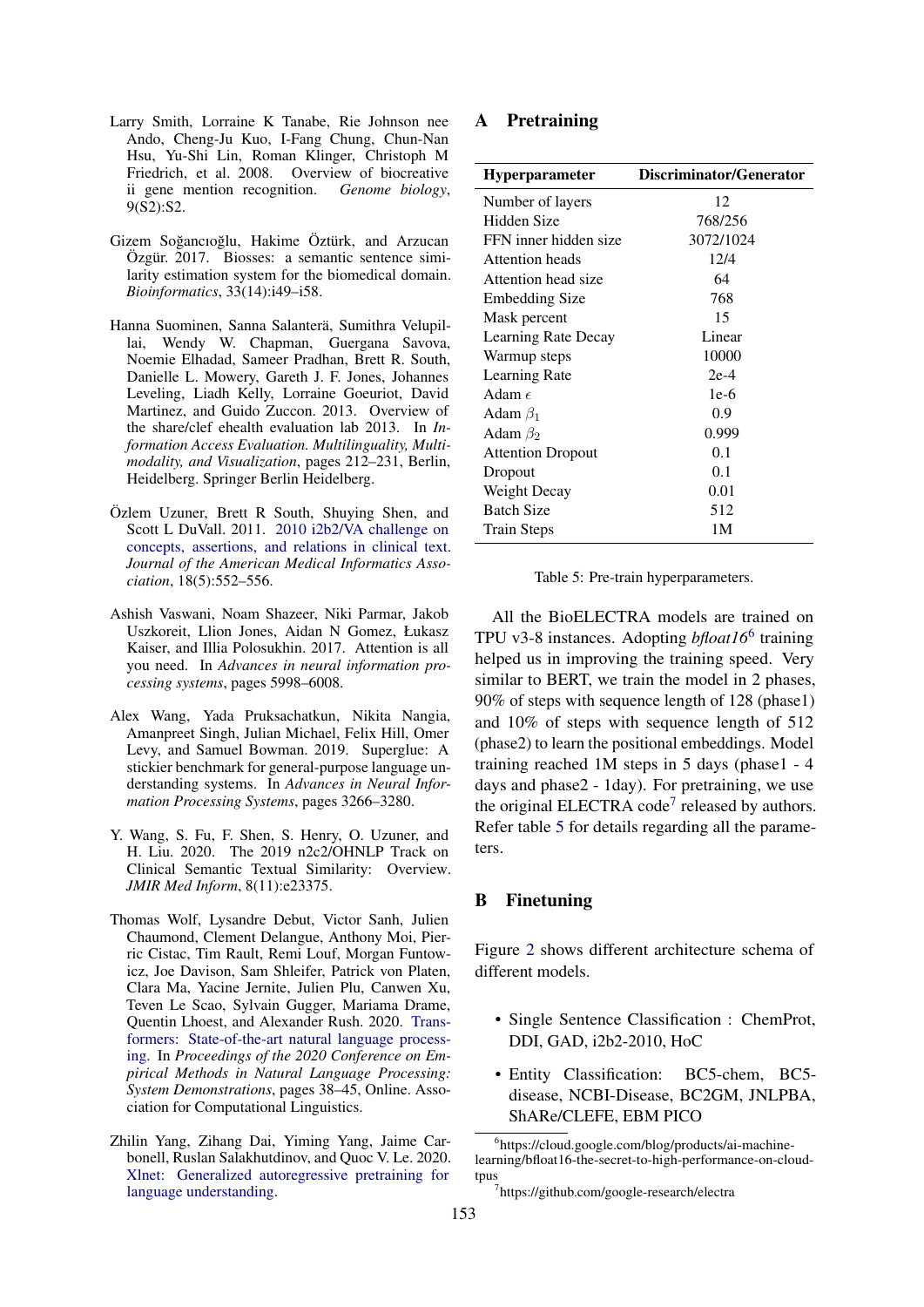Larry Smith, Lorraine K Tanabe, Rie Johnson nee Ando, Cheng-Ju Kuo, I-Fang Chung, Chun-Nan Hsu, Yu-Shi Lin, Roman Klinger, Christoph M Friedrich, et al. 2008. Overview of biocreative ii gene mention recognition. *Genome biology*, 9(S2):S2.

Gizem Soğancıoğlu, Hakime Öztürk, and Arzucan Özgür. 2017. Biosses: a semantic sentence similarity estimation system for the biomedical domain. *Bioinformatics*, 33(14):i49–i58.

Hanna Suominen, Sanna Salanterä, Sumithra Velupillai, Wendy W. Chapman, Guergana Savova, Noemie Elhadad, Sameer Pradhan, Brett R. South, Danielle L. Mowery, Gareth J. F. Jones, Johannes Leveling, Liadh Kelly, Lorraine Goeuriot, David Martinez, and Guido Zuccon. 2013. Overview of the share/clef ehealth evaluation lab 2013. In *Information Access Evaluation. Multilinguality, Multimodality, and Visualization*, pages 212–231, Berlin, Heidelberg. Springer Berlin Heidelberg.

Özlem Uzuner, Brett R South, Shuying Shen, and Scott L DuVall. 2011. 2010 i2b2/VA challenge on concepts, assertions, and relations in clinical text. *Journal of the American Medical Informatics Association*, 18(5):552–556.

Ashish Vaswani, Noam Shazeer, Niki Parmar, Jakob Uszkoreit, Llion Jones, Aidan N Gomez, Łukasz Kaiser, and Illia Polosukhin. 2017. Attention is all you need. In *Advances in neural information processing systems*, pages 5998–6008.

Alex Wang, Yada Pruksachatkun, Nikita Nangia, Amanpreet Singh, Julian Michael, Felix Hill, Omer Levy, and Samuel Bowman. 2019. Superglue: A stickier benchmark for general-purpose language understanding systems. In *Advances in Neural Information Processing Systems*, pages 3266–3280.

Y. Wang, S. Fu, F. Shen, S. Henry, O. Uzuner, and H. Liu. 2020. The 2019 n2c2/OHNLP Track on Clinical Semantic Textual Similarity: Overview. *JMIR Med Inform*, 8(11):e23375.

Thomas Wolf, Lysandre Debut, Victor Sanh, Julien Chaumond, Clement Delangue, Anthony Moi, Pierric Cistac, Tim Rault, Remi Louf, Morgan Funtowicz, Joe Davison, Sam Shleifer, Patrick von Platen, Clara Ma, Yacine Jernite, Julien Plu, Canwen Xu, Teven Le Scao, Sylvain Gugger, Mariama Drame, Quentin Lhoest, and Alexander Rush. 2020. Transformers: State-of-the-art natural language processing. In *Proceedings of the 2020 Conference on Empirical Methods in Natural Language Processing: System Demonstrations*, pages 38–45, Online. Association for Computational Linguistics.

Zhilin Yang, Zihang Dai, Yiming Yang, Jaime Carbonell, Ruslan Salakhutdinov, and Quoc V. Le. 2020. Xlnet: Generalized autoregressive pretraining for language understanding.

## A Pretraining

| Hyperparameter | Discriminator/Generator |
|---|---|
| Number of layers | 12 |
| Hidden Size | 768/256 |
| FFN inner hidden size | 3072/1024 |
| Attention heads | 12/4 |
| Attention head size | 64 |
| Embedding Size | 768 |
| Mask percent | 15 |
| Learning Rate Decay | Linear |
| Warmup steps | 10000 |
| Learning Rate | 2e-4 |
| Adam $\epsilon$ | 1e-6 |
| Adam $\beta_1$ | 0.9 |
| Adam $\beta_2$ | 0.999 |
| Attention Dropout | 0.1 |
| Dropout | 0.1 |
| Weight Decay | 0.01 |
| Batch Size | 512 |
| Train Steps | 1M |

Table 5: Pre-train hyperparameters.

All the BioELECTRA models are trained on TPU v3-8 instances. Adopting *bfloat16*[6] training helped us in improving the training speed. Very similar to BERT, we train the model in 2 phases, 90% of steps with sequence length of 128 (phase1) and 10% of steps with sequence length of 512 (phase2) to learn the positional embeddings. Model training reached 1M steps in 5 days (phase1 - 4 days and phase2 - 1day). For pretraining, we use the original ELECTRA code[7] released by authors. Refer table 5 for details regarding all the parameters.

## B Finetuning

Figure 2 shows different architecture schema of different models.

- Single Sentence Classification : ChemProt, DDI, GAD, i2b2-2010, HoC
- Entity Classification: BC5-chem, BC5-disease, NCBI-Disease, BC2GM, JNLPBA, ShARe/CLEFE, EBM PICO

[6] https://cloud.google.com/blog/products/ai-machine-learning/bfloat16-the-secret-to-high-performance-on-cloud-tpus

[7] https://github.com/google-research/electra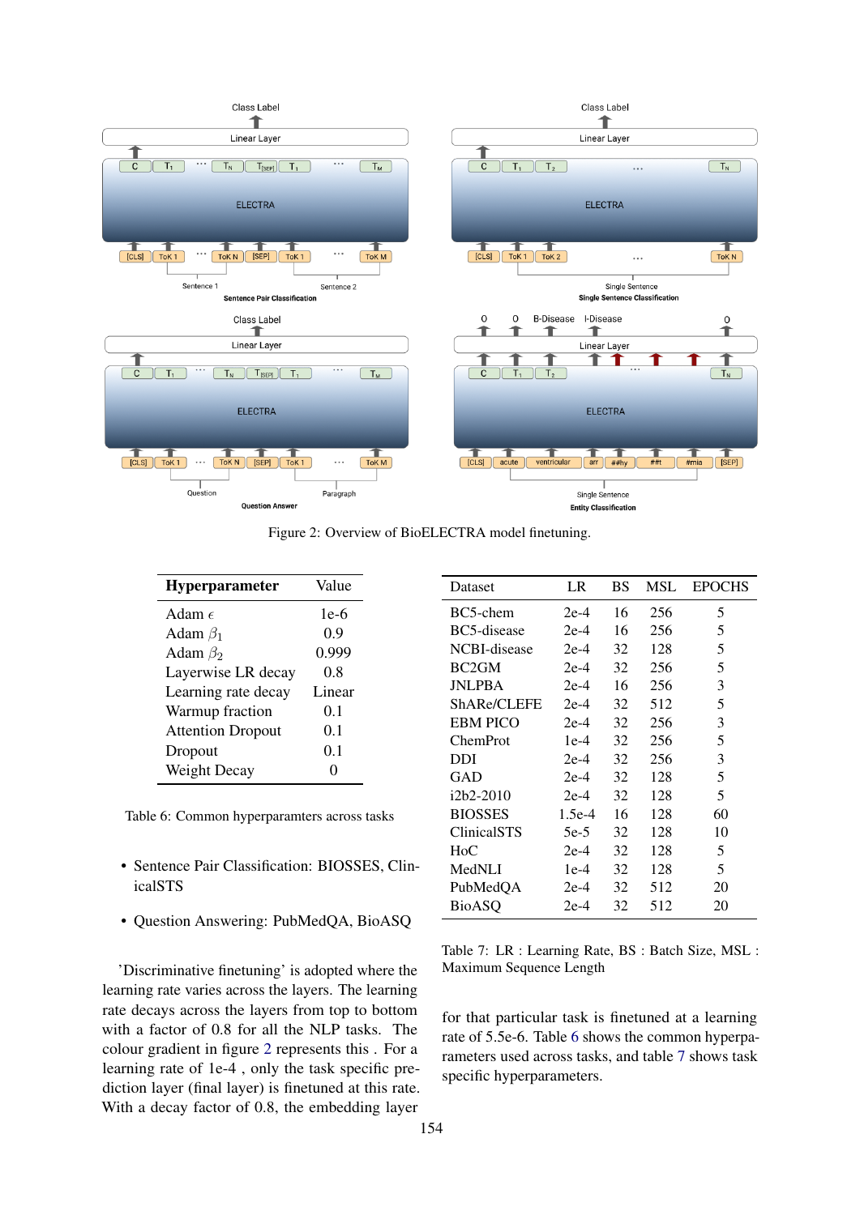Class Label
Linear Layer
C T1 ... TN T[SEP] T1 ... TM
ELECTRA
[CLS] ToK 1 ... ToK N [SEP] ToK 1 ... ToK M
Sentence 1
Sentence 2
Sentence Pair Classification

Class Label
Linear Layer
C T1 T2 ... TN
ELECTRA
[CLS] ToK 1 ToK 2 ... ToK N
Single Sentence
Single Sentence Classification

Class Label
Linear Layer
C T1 ... TN T[SEP] T1 ... TM
ELECTRA
[CLS] ToK 1 ... ToK N [SEP] ToK 1 ... ToK M
Question
Paragraph
Question Answer

O O B-Disease I-Disease O
Linear Layer
C T1 T2 ... TN
ELECTRA
[CLS] acute ventricular arr ##hy ##t ##mia [SEP]
Single Sentence
Entity Classification

Figure 2: Overview of BioELECTRA model finetuning.

| **Hyperparameter** | Value |
|---|---|
| Adam $\epsilon$ | 1e-6 |
| Adam $\beta_1$ | 0.9 |
| Adam $\beta_2$ | 0.999 |
| Layerwise LR decay | 0.8 |
| Learning rate decay | Linear |
| Warmup fraction | 0.1 |
| Attention Dropout | 0.1 |
| Dropout | 0.1 |
| Weight Decay | 0 |

Table 6: Common hyperparamters across tasks

- Sentence Pair Classification: BIOSSES, ClinicalSTS
- Question Answering: PubMedQA, BioASQ

'Discriminative finetuning' is adopted where the learning rate varies across the layers. The learning rate decays across the layers from top to bottom with a factor of 0.8 for all the NLP tasks. The colour gradient in figure 2 represents this . For a learning rate of 1e-4 , only the task specific prediction layer (final layer) is finetuned at this rate. With a decay factor of 0.8, the embedding layer for that particular task is finetuned at a learning rate of 5.5e-6. Table 6 shows the common hyperparameters used across tasks, and table 7 shows task specific hyperparameters.

| Dataset | LR | BS | MSL | EPOCHS |
|---|---|---|---|---|
| BC5-chem | 2e-4 | 16 | 256 | 5 |
| BC5-disease | 2e-4 | 16 | 256 | 5 |
| NCBI-disease | 2e-4 | 32 | 128 | 5 |
| BC2GM | 2e-4 | 32 | 256 | 5 |
| JNLPBA | 2e-4 | 16 | 256 | 3 |
| ShARe/CLEFE | 2e-4 | 32 | 512 | 5 |
| EBM PICO | 2e-4 | 32 | 256 | 3 |
| ChemProt | 1e-4 | 32 | 256 | 5 |
| DDI | 2e-4 | 32 | 256 | 3 |
| GAD | 2e-4 | 32 | 128 | 5 |
| i2b2-2010 | 2e-4 | 32 | 128 | 5 |
| BIOSSES | 1.5e-4 | 16 | 128 | 60 |
| ClinicalSTS | 5e-5 | 32 | 128 | 10 |
| HoC | 2e-4 | 32 | 128 | 5 |
| MedNLI | 1e-4 | 32 | 128 | 5 |
| PubMedQA | 2e-4 | 32 | 512 | 20 |
| BioASQ | 2e-4 | 32 | 512 | 20 |

Table 7: LR : Learning Rate, BS : Batch Size, MSL : Maximum Sequence Length